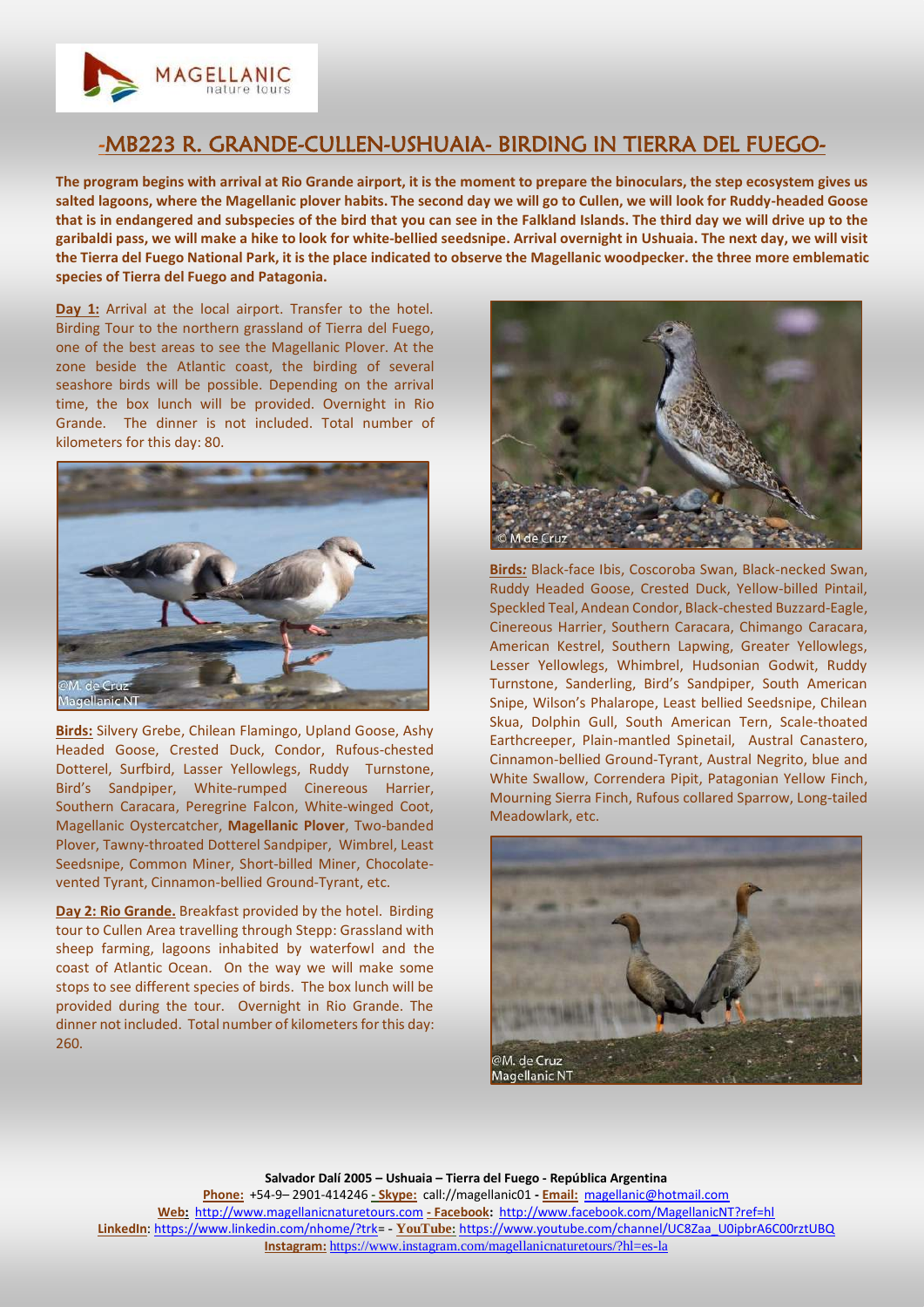MAGELLANIC nature tours

# -MB223 R. GRANDE-CULLEN-USHUAIA- BIRDING IN TIERRA DEL FUEGO-

**The program begins with arrival at Rio Grande airport, it is the moment to prepare the binoculars, the step ecosystem gives us salted lagoons, where the Magellanic plover habits. The second day we will go to Cullen, we will look for Ruddy-headed Goose that is in endangered and subspecies of the bird that you can see in the Falkland Islands. The third day we will drive up to the garibaldi pass, we will make a hike to look for white-bellied seedsnipe. Arrival overnight in Ushuaia. The next day, we will visit the Tierra del Fuego National Park, it is the place indicated to observe the Magellanic woodpecker. the three more emblematic species of Tierra del Fuego and Patagonia.**

**Day 1:** Arrival at the local airport. Transfer to the hotel. Birding Tour to the northern grassland of Tierra del Fuego, one of the best areas to see the Magellanic Plover. At the zone beside the Atlantic coast, the birding of several seashore birds will be possible. Depending on the arrival time, the box lunch will be provided. Overnight in Rio Grande. The dinner is not included. Total number of kilometers for this day: 80.

@M. de Cruz Magellanic NT

**Birds:** Silvery Grebe, Chilean Flamingo, Upland Goose, Ashy Headed Goose, Crested Duck, Condor, Rufous-chested Dotterel, Surfbird, Lasser Yellowlegs, Ruddy Turnstone, Bird's Sandpiper, White-rumped Cinereous Harrier, Southern Caracara, Peregrine Falcon, White-winged Coot, Magellanic Oystercatcher, **Magellanic Plover**, Two-banded Plover, Tawny-throated Dotterel Sandpiper, Wimbrel, Least Seedsnipe, Common Miner, Short-billed Miner, Chocolate-vented Tyrant, Cinnamon-bellied Ground-Tyrant, etc.

**Day 2: Rio Grande.** Breakfast provided by the hotel. Birding tour to Cullen Area travelling through Stepp: Grassland with sheep farming, lagoons inhabited by waterfowl and the coast of Atlantic Ocean. On the way we will make some stops to see different species of birds. The box lunch will be provided during the tour. Overnight in Rio Grande. The dinner not included. Total number of kilometers for this day: 260.

© M de Cruz

**Birds:** Black-face Ibis, Coscoroba Swan, Black-necked Swan, Ruddy Headed Goose, Crested Duck, Yellow-billed Pintail, Speckled Teal, Andean Condor, Black-chested Buzzard-Eagle, Cinereous Harrier, Southern Caracara, Chimango Caracara, American Kestrel, Southern Lapwing, Greater Yellowlegs, Lesser Yellowlegs, Whimbrel, Hudsonian Godwit, Ruddy Turnstone, Sanderling, Bird's Sandpiper, South American Snipe, Wilson's Phalarope, Least bellied Seedsnipe, Chilean Skua, Dolphin Gull, South American Tern, Scale-thoated Earthcreeper, Plain-mantled Spinetail, Austral Canastero, Cinnamon-bellied Ground-Tyrant, Austral Negrito, blue and White Swallow, Correndera Pipit, Patagonian Yellow Finch, Mourning Sierra Finch, Rufous collared Sparrow, Long-tailed Meadowlark, etc.

@M. de Cruz Magellanic NT

**Salvador Dalí 2005 – Ushuaia – Tierra del Fuego - República Argentina**
**Phone:** +54-9– 2901-414246 - **Skype:** call://magellanic01 - **Email:** magellanic@hotmail.com
**Web:** http://www.magellanicnaturetours.com - **Facebook:** http://www.facebook.com/MagellanicNT?ref=hl
**LinkedIn:** https://www.linkedin.com/nhome/?trk= - **YouTube:** https://www.youtube.com/channel/UC8Zaa_U0ipbrA6C00rztUBQ
**Instagram:** https://www.instagram.com/magellanicnaturetours/?hl=es-la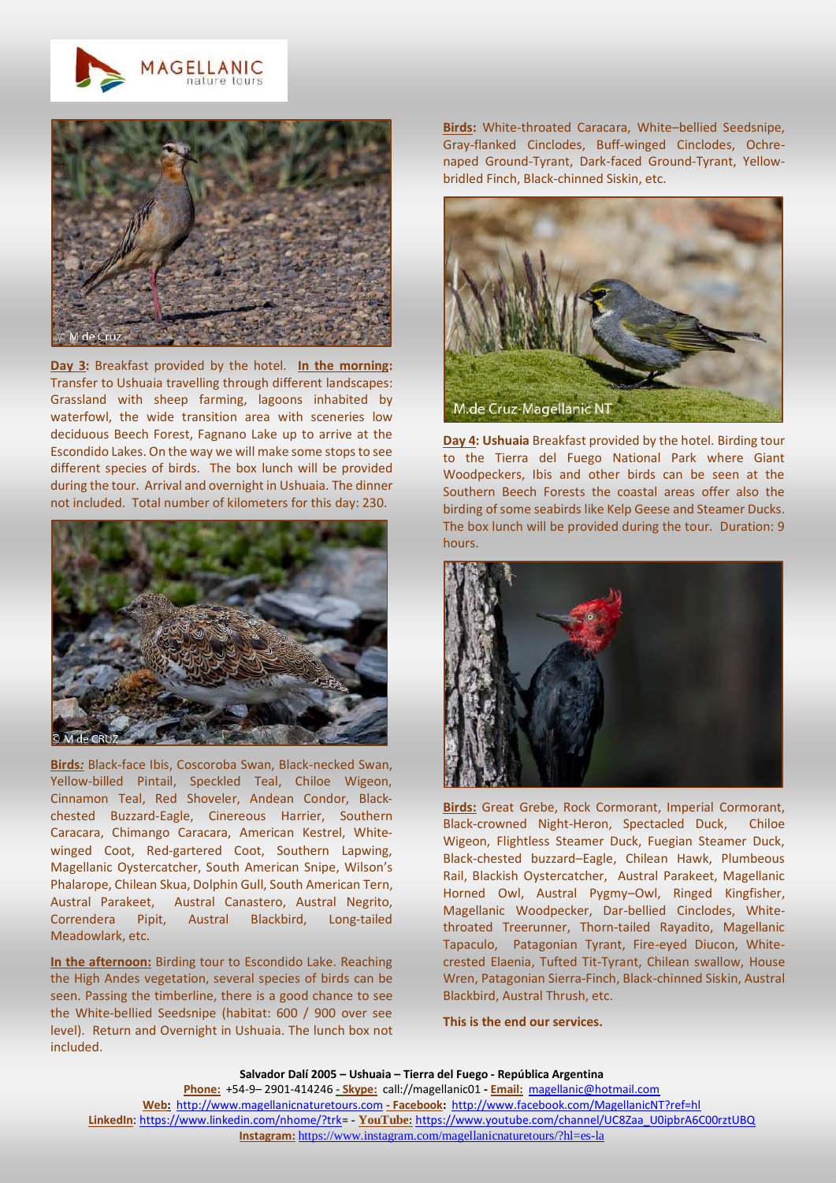**Day 3:** Breakfast provided by the hotel. **In the morning:** Transfer to Ushuaia travelling through different landscapes: Grassland with sheep farming, lagoons inhabited by waterfowl, the wide transition area with sceneries low deciduous Beech Forest, Fagnano Lake up to arrive at the Escondido Lakes. On the way we will make some stops to see different species of birds. The box lunch will be provided during the tour. Arrival and overnight in Ushuaia. The dinner not included. Total number of kilometers for this day: 230.

**Birds:** Black-face Ibis, Coscoroba Swan, Black-necked Swan, Yellow-billed Pintail, Speckled Teal, Chiloe Wigeon, Cinnamon Teal, Red Shoveler, Andean Condor, Black-chested Buzzard-Eagle, Cinereous Harrier, Southern Caracara, Chimango Caracara, American Kestrel, White-winged Coot, Red-gartered Coot, Southern Lapwing, Magellanic Oystercatcher, South American Snipe, Wilson's Phalarope, Chilean Skua, Dolphin Gull, South American Tern, Austral Parakeet, Austral Canastero, Austral Negrito, Correndera Pipit, Austral Blackbird, Long-tailed Meadowlark, etc.

**In the afternoon:** Birding tour to Escondido Lake. Reaching the High Andes vegetation, several species of birds can be seen. Passing the timberline, there is a good chance to see the White-bellied Seedsnipe (habitat: 600 / 900 over see level). Return and Overnight in Ushuaia. The lunch box not included.

**Birds:** White-throated Caracara, White–bellied Seedsnipe, Gray-flanked Cinclodes, Buff-winged Cinclodes, Ochre-naped Ground-Tyrant, Dark-faced Ground-Tyrant, Yellow-bridled Finch, Black-chinned Siskin, etc.

**Day 4: Ushuaia** Breakfast provided by the hotel. Birding tour to the Tierra del Fuego National Park where Giant Woodpeckers, Ibis and other birds can be seen at the Southern Beech Forests the coastal areas offer also the birding of some seabirds like Kelp Geese and Steamer Ducks. The box lunch will be provided during the tour. Duration: 9 hours.

**Birds:** Great Grebe, Rock Cormorant, Imperial Cormorant, Black-crowned Night-Heron, Spectacled Duck, Chiloe Wigeon, Flightless Steamer Duck, Fuegian Steamer Duck, Black-chested buzzard–Eagle, Chilean Hawk, Plumbeous Rail, Blackish Oystercatcher, Austral Parakeet, Magellanic Horned Owl, Austral Pygmy–Owl, Ringed Kingfisher, Magellanic Woodpecker, Dar-bellied Cinclodes, White-throated Treerunner, Thorn-tailed Rayadito, Magellanic Tapaculo, Patagonian Tyrant, Fire-eyed Diucon, White-crested Elaenia, Tufted Tit-Tyrant, Chilean swallow, House Wren, Patagonian Sierra-Finch, Black-chinned Siskin, Austral Blackbird, Austral Thrush, etc.

**This is the end our services.**

**Salvador Dalí 2005 – Ushuaia – Tierra del Fuego - República Argentina**
**Phone:** +54-9– 2901-414246 - **Skype:** call://magellanic01 - **Email:** magellanic@hotmail.com
**Web:** http://www.magellanicnaturetours.com - **Facebook:** http://www.facebook.com/MagellanicNT?ref=hl
**LinkedIn**: https://www.linkedin.com/nhome/?trk= - **YouTube:** https://www.youtube.com/channel/UC8Zaa_U0ipbrA6C00rztUBQ
**Instagram:** https://www.instagram.com/magellanicnaturetours/?hl=es-la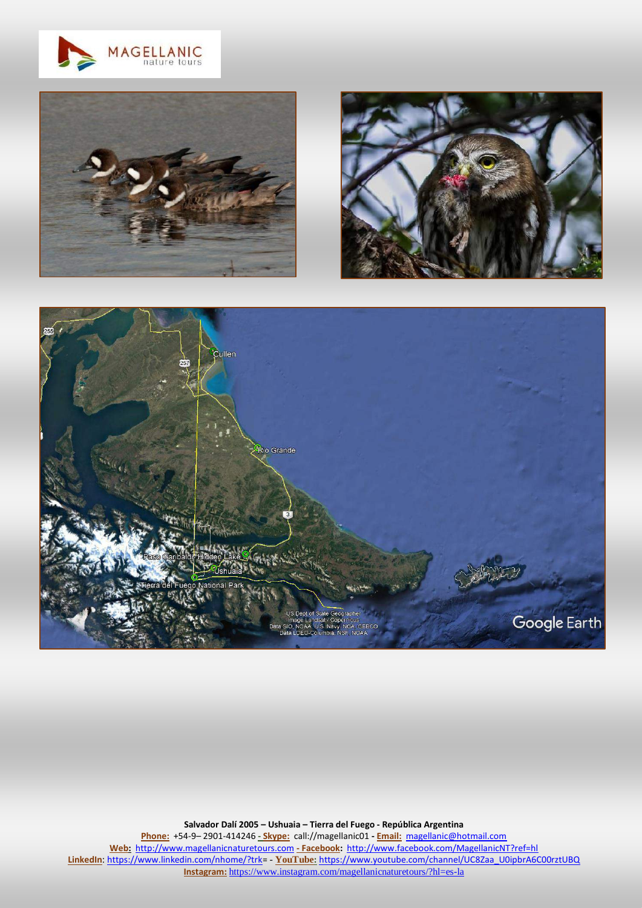**Salvador Dalí 2005 – Ushuaia – Tierra del Fuego - República Argentina**

**Phone:** +54-9– 2901-414246 **- Skype:** call://magellanic01 **- Email:** magellanic@hotmail.com

**Web:** http://www.magellanicnaturetours.com **- Facebook:** https://www.facebook.com/MagellanicNT?ref=hl

**LinkedIn**: https://www.linkedin.com/nhome/?trk= **- YouTube:** https://www.youtube.com/channel/UC8Zaa_U0ipbrA6C00rztUBQ

**Instagram:** https://www.instagram.com/magellanicnaturetours/?hl=es-la